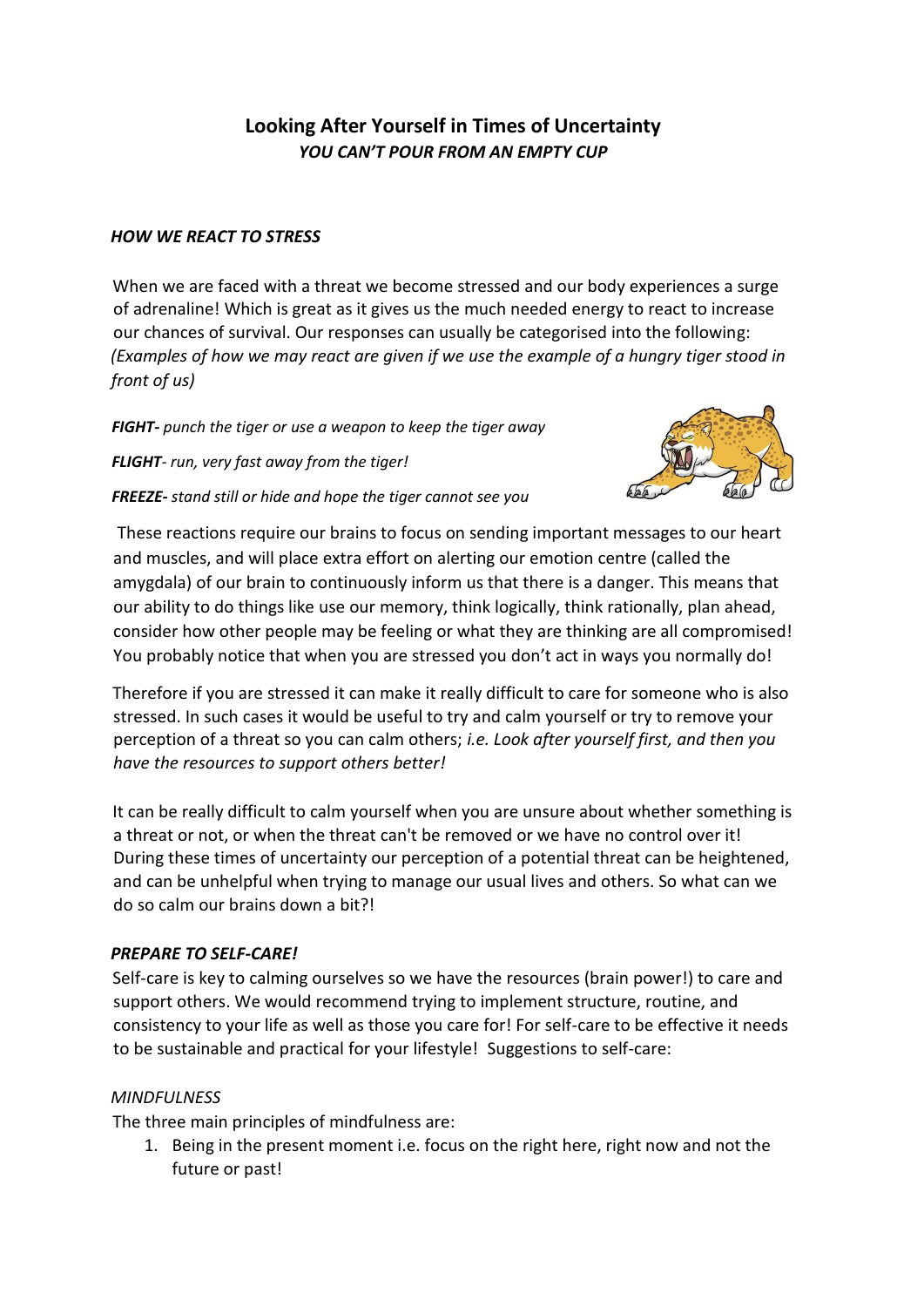# Looking After Yourself in Times of Uncertainty

***YOU CAN'T POUR FROM AN EMPTY CUP***

### *HOW WE REACT TO STRESS*

When we are faced with a threat we become stressed and our body experiences a surge of adrenaline! Which is great as it gives us the much needed energy to react to increase our chances of survival. Our responses can usually be categorised into the following: *(Examples of how we may react are given if we use the example of a hungry tiger stood in front of us)*

***FIGHT****- punch the tiger or use a weapon to keep the tiger away*

***FLIGHT****- run, very fast away from the tiger!*

***FREEZE****- stand still or hide and hope the tiger cannot see you*

These reactions require our brains to focus on sending important messages to our heart and muscles, and will place extra effort on alerting our emotion centre (called the amygdala) of our brain to continuously inform us that there is a danger. This means that our ability to do things like use our memory, think logically, think rationally, plan ahead, consider how other people may be feeling or what they are thinking are all compromised! You probably notice that when you are stressed you don't act in ways you normally do!

Therefore if you are stressed it can make it really difficult to care for someone who is also stressed. In such cases it would be useful to try and calm yourself or try to remove your perception of a threat so you can calm others; *i.e. Look after yourself first, and then you have the resources to support others better!*

It can be really difficult to calm yourself when you are unsure about whether something is a threat or not, or when the threat can't be removed or we have no control over it! During these times of uncertainty our perception of a potential threat can be heightened, and can be unhelpful when trying to manage our usual lives and others. So what can we do so calm our brains down a bit?!

### *PREPARE TO SELF-CARE!*

Self-care is key to calming ourselves so we have the resources (brain power!) to care and support others. We would recommend trying to implement structure, routine, and consistency to your life as well as those you care for! For self-care to be effective it needs to be sustainable and practical for your lifestyle! Suggestions to self-care:

*MINDFULNESS*

The three main principles of mindfulness are:

1. Being in the present moment i.e. focus on the right here, right now and not the future or past!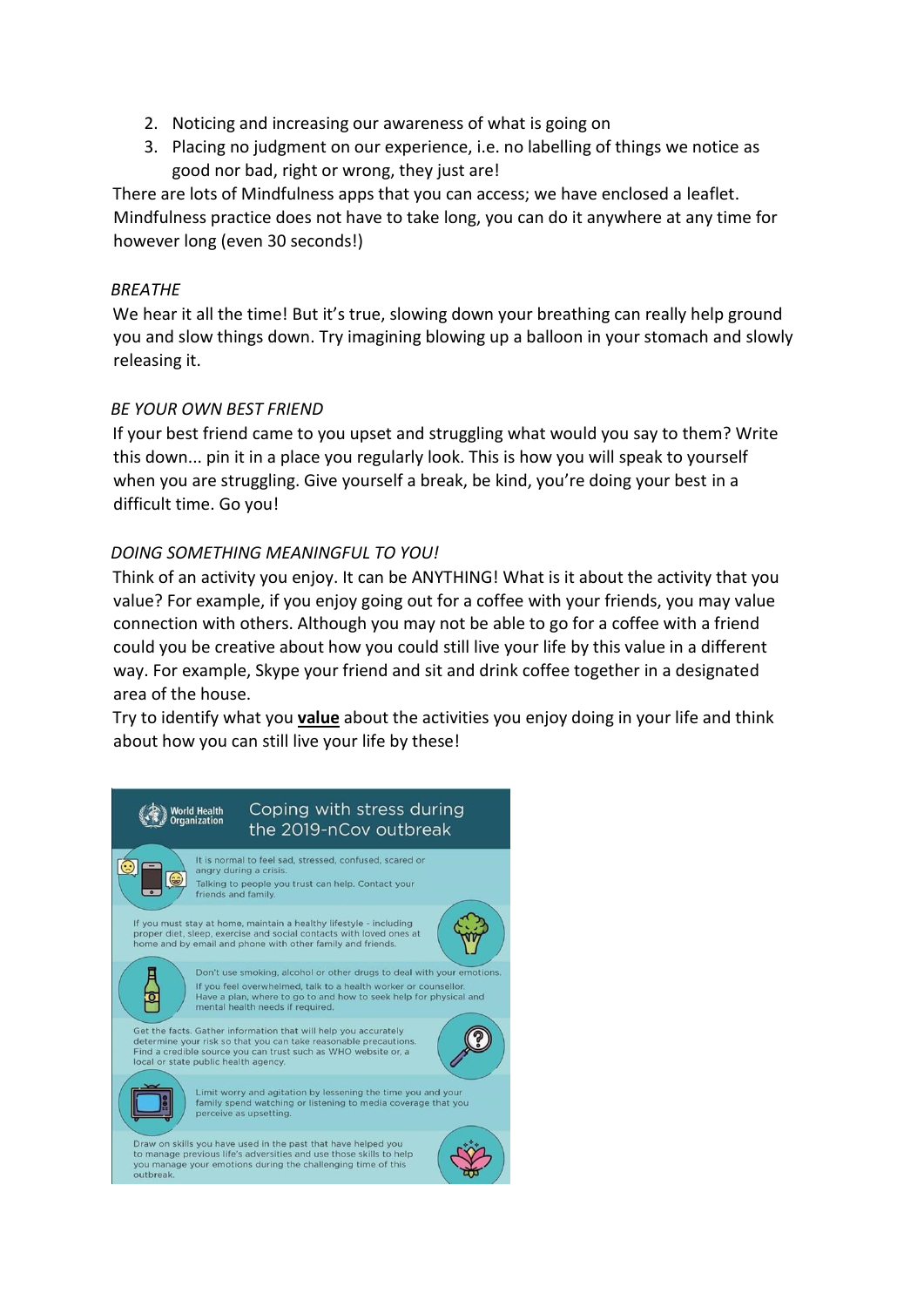2. Noticing and increasing our awareness of what is going on
3. Placing no judgment on our experience, i.e. no labelling of things we notice as good nor bad, right or wrong, they just are!

There are lots of Mindfulness apps that you can access; we have enclosed a leaflet. Mindfulness practice does not have to take long, you can do it anywhere at any time for however long (even 30 seconds!)

*BREATHE*

We hear it all the time! But it's true, slowing down your breathing can really help ground you and slow things down. Try imagining blowing up a balloon in your stomach and slowly releasing it.

*BE YOUR OWN BEST FRIEND*

If your best friend came to you upset and struggling what would you say to them? Write this down... pin it in a place you regularly look. This is how you will speak to yourself when you are struggling. Give yourself a break, be kind, you're doing your best in a difficult time. Go you!

*DOING SOMETHING MEANINGFUL TO YOU!*

Think of an activity you enjoy. It can be ANYTHING! What is it about the activity that you value? For example, if you enjoy going out for a coffee with your friends, you may value connection with others. Although you may not be able to go for a coffee with a friend could you be creative about how you could still live your life by this value in a different way. For example, Skype your friend and sit and drink coffee together in a designated area of the house.

Try to identify what you **value** about the activities you enjoy doing in your life and think about how you can still live your life by these!

World Health Organization

Coping with stress during the 2019-nCov outbreak

It is normal to feel sad, stressed, confused, scared or angry during a crisis.

Talking to people you trust can help. Contact your friends and family.

If you must stay at home, maintain a healthy lifestyle - including proper diet, sleep, exercise and social contacts with loved ones at home and by email and phone with other family and friends.

Don't use smoking, alcohol or other drugs to deal with your emotions.

If you feel overwhelmed, talk to a health worker or counsellor. Have a plan, where to go to and how to seek help for physical and mental health needs if required.

Get the facts. Gather information that will help you accurately determine your risk so that you can take reasonable precautions. Find a credible source you can trust such as WHO website or, a local or state public health agency.

Limit worry and agitation by lessening the time you and your family spend watching or listening to media coverage that you perceive as upsetting.

Draw on skills you have used in the past that have helped you to manage previous life's adversities and use those skills to help you manage your emotions during the challenging time of this outbreak.